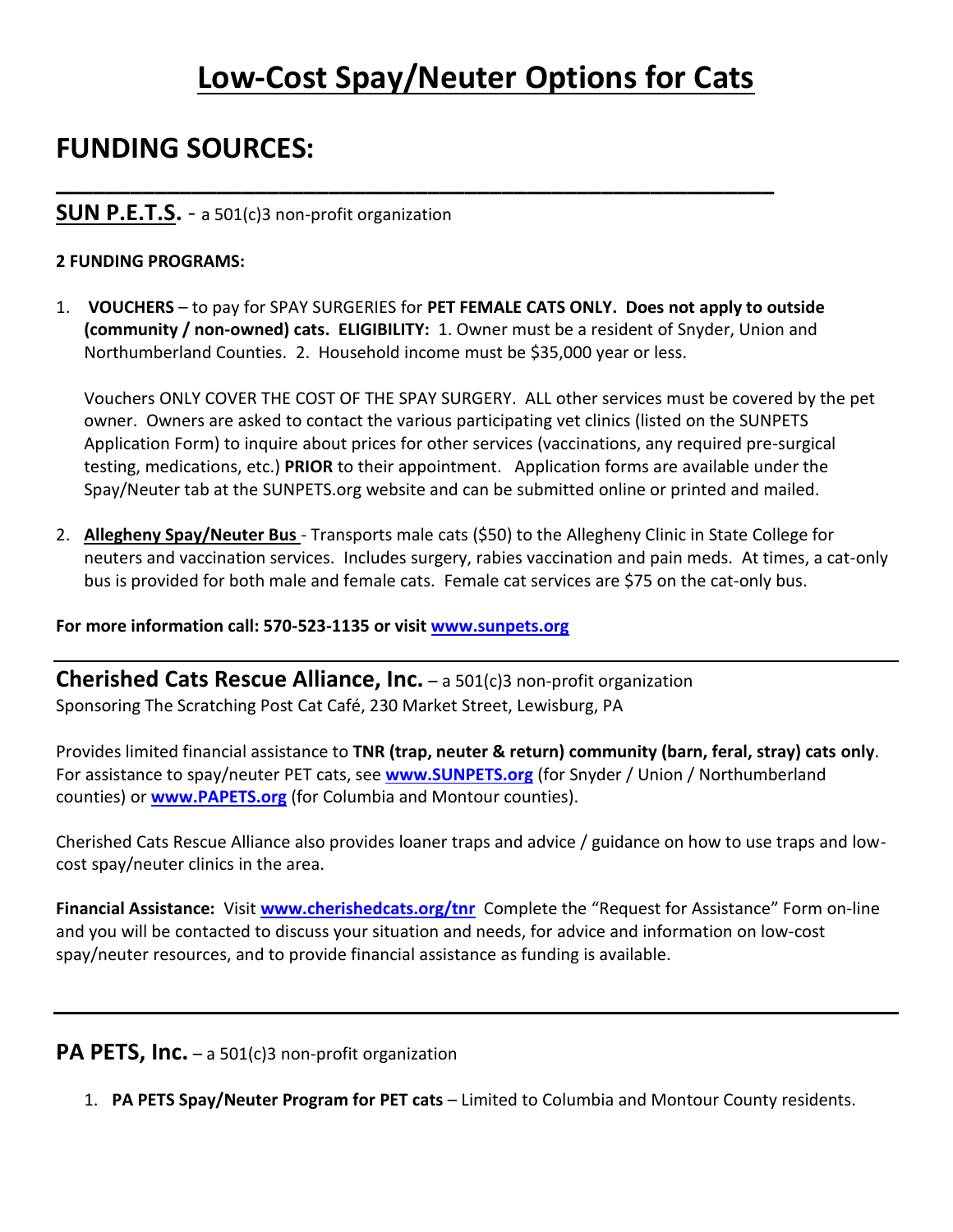# Low-Cost Spay/Neuter Options for Cats

## FUNDING SOURCES:

---

### SUN P.E.T.S. - a 501(c)3 non-profit organization

**2 FUNDING PROGRAMS:**

1. **VOUCHERS** – to pay for SPAY SURGERIES for **PET FEMALE CATS ONLY. Does not apply to outside (community / non-owned) cats. ELIGIBILITY:** 1. Owner must be a resident of Snyder, Union and Northumberland Counties. 2. Household income must be $35,000 year or less.

   Vouchers ONLY COVER THE COST OF THE SPAY SURGERY. ALL other services must be covered by the pet owner. Owners are asked to contact the various participating vet clinics (listed on the SUNPETS Application Form) to inquire about prices for other services (vaccinations, any required pre-surgical testing, medications, etc.) **PRIOR** to their appointment. Application forms are available under the Spay/Neuter tab at the SUNPETS.org website and can be submitted online or printed and mailed.

2. **Allegheny Spay/Neuter Bus** - Transports male cats ($50) to the Allegheny Clinic in State College for neuters and vaccination services. Includes surgery, rabies vaccination and pain meds. At times, a cat-only bus is provided for both male and female cats. Female cat services are $75 on the cat-only bus.

**For more information call: 570-523-1135 or visit www.sunpets.org**

---

### Cherished Cats Rescue Alliance, Inc. – a 501(c)3 non-profit organization

Sponsoring The Scratching Post Cat Café, 230 Market Street, Lewisburg, PA

Provides limited financial assistance to **TNR (trap, neuter & return) community (barn, feral, stray) cats only**. For assistance to spay/neuter PET cats, see **www.SUNPETS.org** (for Snyder / Union / Northumberland counties) or **www.PAPETS.org** (for Columbia and Montour counties).

Cherished Cats Rescue Alliance also provides loaner traps and advice / guidance on how to use traps and low-cost spay/neuter clinics in the area.

**Financial Assistance:** Visit **www.cherishedcats.org/tnr** Complete the "Request for Assistance" Form on-line and you will be contacted to discuss your situation and needs, for advice and information on low-cost spay/neuter resources, and to provide financial assistance as funding is available.

---

### PA PETS, Inc. – a 501(c)3 non-profit organization

1. **PA PETS Spay/Neuter Program for PET cats** – Limited to Columbia and Montour County residents.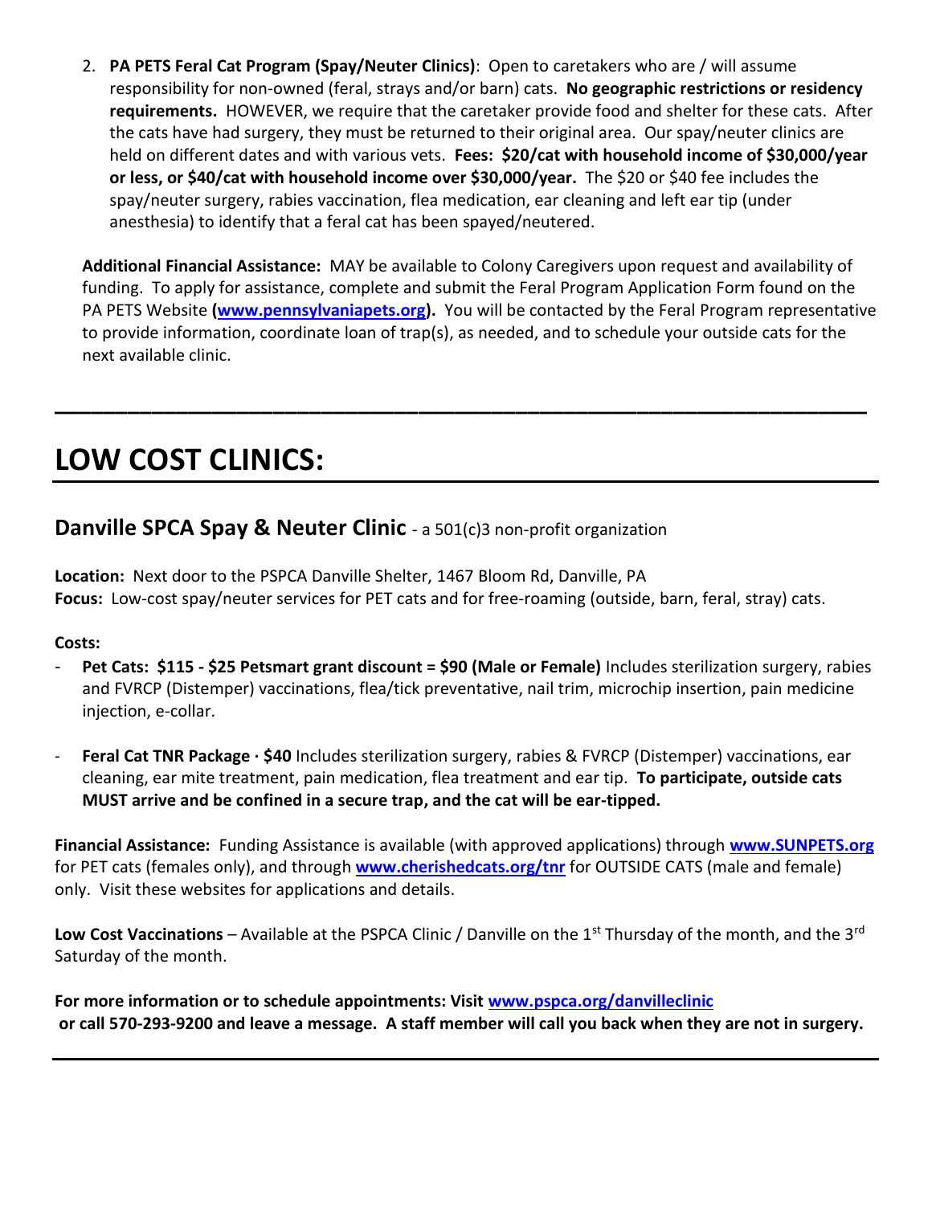2. **PA PETS Feral Cat Program (Spay/Neuter Clinics)**: Open to caretakers who are / will assume responsibility for non-owned (feral, strays and/or barn) cats. **No geographic restrictions or residency requirements.** HOWEVER, we require that the caretaker provide food and shelter for these cats. After the cats have had surgery, they must be returned to their original area. Our spay/neuter clinics are held on different dates and with various vets. **Fees: $20/cat with household income of $30,000/year or less, or $40/cat with household income over $30,000/year.** The $20 or $40 fee includes the spay/neuter surgery, rabies vaccination, flea medication, ear cleaning and left ear tip (under anesthesia) to identify that a feral cat has been spayed/neutered.

   **Additional Financial Assistance:** MAY be available to Colony Caregivers upon request and availability of funding. To apply for assistance, complete and submit the Feral Program Application Form found on the PA PETS Website **(www.pennsylvaniapets.org).** You will be contacted by the Feral Program representative to provide information, coordinate loan of trap(s), as needed, and to schedule your outside cats for the next available clinic.

---

# LOW COST CLINICS:

## Danville SPCA Spay & Neuter Clinic - a 501(c)3 non-profit organization

**Location:** Next door to the PSPCA Danville Shelter, 1467 Bloom Rd, Danville, PA
**Focus:** Low-cost spay/neuter services for PET cats and for free-roaming (outside, barn, feral, stray) cats.

**Costs:**

- **Pet Cats: $115 - $25 Petsmart grant discount = $90 (Male or Female)** Includes sterilization surgery, rabies and FVRCP (Distemper) vaccinations, flea/tick preventative, nail trim, microchip insertion, pain medicine injection, e-collar.

- **Feral Cat TNR Package · $40** Includes sterilization surgery, rabies & FVRCP (Distemper) vaccinations, ear cleaning, ear mite treatment, pain medication, flea treatment and ear tip. **To participate, outside cats MUST arrive and be confined in a secure trap, and the cat will be ear-tipped.**

**Financial Assistance:** Funding Assistance is available (with approved applications) through **www.SUNPETS.org** for PET cats (females only), and through **www.cherishedcats.org/tnr** for OUTSIDE CATS (male and female) only. Visit these websites for applications and details.

**Low Cost Vaccinations** – Available at the PSPCA Clinic / Danville on the 1st Thursday of the month, and the 3rd Saturday of the month.

**For more information or to schedule appointments: Visit www.pspca.org/danvilleclinic or call 570-293-9200 and leave a message. A staff member will call you back when they are not in surgery.**

---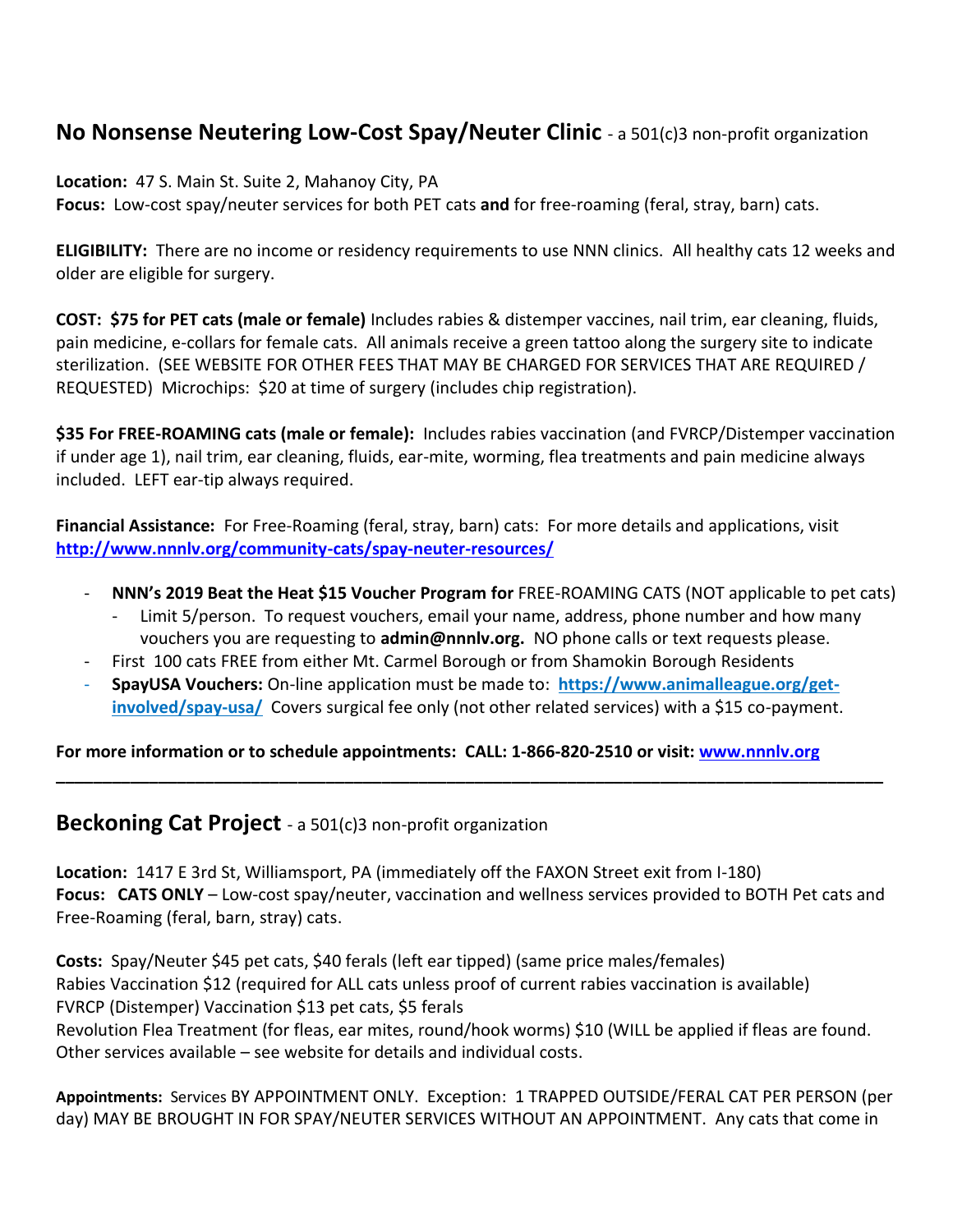## **No Nonsense Neutering Low-Cost Spay/Neuter Clinic** - a 501(c)3 non-profit organization

**Location:** 47 S. Main St. Suite 2, Mahanoy City, PA
**Focus:** Low-cost spay/neuter services for both PET cats **and** for free-roaming (feral, stray, barn) cats.

**ELIGIBILITY:** There are no income or residency requirements to use NNN clinics. All healthy cats 12 weeks and older are eligible for surgery.

**COST: $75 for PET cats (male or female)** Includes rabies & distemper vaccines, nail trim, ear cleaning, fluids, pain medicine, e-collars for female cats. All animals receive a green tattoo along the surgery site to indicate sterilization. (SEE WEBSITE FOR OTHER FEES THAT MAY BE CHARGED FOR SERVICES THAT ARE REQUIRED / REQUESTED) Microchips: $20 at time of surgery (includes chip registration).

**$35 For FREE-ROAMING cats (male or female):** Includes rabies vaccination (and FVRCP/Distemper vaccination if under age 1), nail trim, ear cleaning, fluids, ear-mite, worming, flea treatments and pain medicine always included. LEFT ear-tip always required.

**Financial Assistance:** For Free-Roaming (feral, stray, barn) cats: For more details and applications, visit [http://www.nnnlv.org/community-cats/spay-neuter-resources/](http://www.nnnlv.org/community-cats/spay-neuter-resources/)

- **NNN's 2019 Beat the Heat $15 Voucher Program for** FREE-ROAMING CATS (NOT applicable to pet cats)
  - Limit 5/person. To request vouchers, email your name, address, phone number and how many vouchers you are requesting to **admin@nnnlv.org.** NO phone calls or text requests please.
- First 100 cats FREE from either Mt. Carmel Borough or from Shamokin Borough Residents
- **SpayUSA Vouchers:** On-line application must be made to: [https://www.animalleague.org/get-involved/spay-usa/](https://www.animalleague.org/get-involved/spay-usa/) Covers surgical fee only (not other related services) with a $15 co-payment.

**For more information or to schedule appointments: CALL: 1-866-820-2510 or visit: [www.nnnlv.org](http://www.nnnlv.org)**

---

## **Beckoning Cat Project** - a 501(c)3 non-profit organization

**Location:** 1417 E 3rd St, Williamsport, PA (immediately off the FAXON Street exit from I-180)
**Focus: CATS ONLY** – Low-cost spay/neuter, vaccination and wellness services provided to BOTH Pet cats and Free-Roaming (feral, barn, stray) cats.

**Costs:** Spay/Neuter $45 pet cats, $40 ferals (left ear tipped) (same price males/females)
Rabies Vaccination $12 (required for ALL cats unless proof of current rabies vaccination is available)
FVRCP (Distemper) Vaccination $13 pet cats, $5 ferals
Revolution Flea Treatment (for fleas, ear mites, round/hook worms) $10 (WILL be applied if fleas are found.
Other services available – see website for details and individual costs.

**Appointments:** Services BY APPOINTMENT ONLY. Exception: 1 TRAPPED OUTSIDE/FERAL CAT PER PERSON (per day) MAY BE BROUGHT IN FOR SPAY/NEUTER SERVICES WITHOUT AN APPOINTMENT. Any cats that come in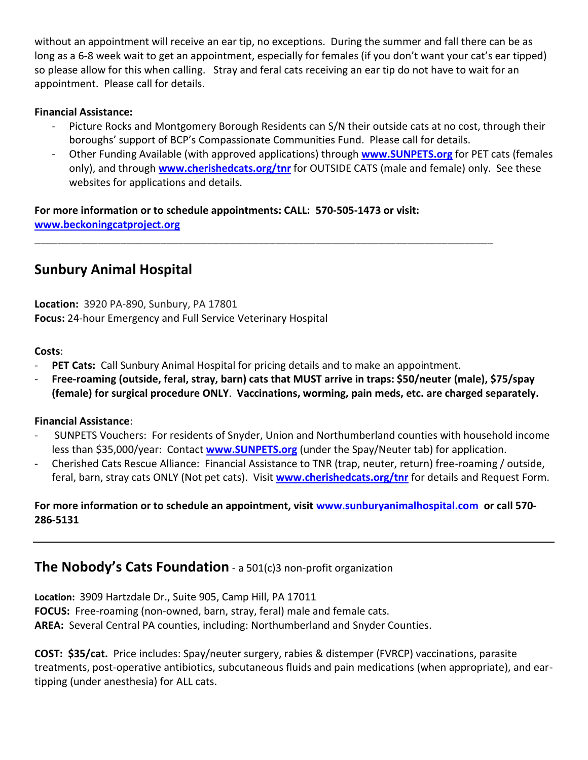without an appointment will receive an ear tip, no exceptions. During the summer and fall there can be as long as a 6-8 week wait to get an appointment, especially for females (if you don't want your cat's ear tipped) so please allow for this when calling. Stray and feral cats receiving an ear tip do not have to wait for an appointment. Please call for details.

**Financial Assistance:**

- Picture Rocks and Montgomery Borough Residents can S/N their outside cats at no cost, through their boroughs' support of BCP's Compassionate Communities Fund. Please call for details.
- Other Funding Available (with approved applications) through **www.SUNPETS.org** for PET cats (females only), and through **www.cherishedcats.org/tnr** for OUTSIDE CATS (male and female) only. See these websites for applications and details.

**For more information or to schedule appointments: CALL: 570-505-1473 or visit: www.beckoningcatproject.org**

---

## Sunbury Animal Hospital

**Location:** 3920 PA-890, Sunbury, PA 17801
**Focus:** 24-hour Emergency and Full Service Veterinary Hospital

**Costs**:

- **PET Cats:** Call Sunbury Animal Hospital for pricing details and to make an appointment.
- **Free-roaming (outside, feral, stray, barn) cats that MUST arrive in traps: $50/neuter (male), $75/spay (female) for surgical procedure ONLY**. **Vaccinations, worming, pain meds, etc. are charged separately.**

**Financial Assistance**:

- SUNPETS Vouchers: For residents of Snyder, Union and Northumberland counties with household income less than $35,000/year: Contact **www.SUNPETS.org** (under the Spay/Neuter tab) for application.
- Cherished Cats Rescue Alliance: Financial Assistance to TNR (trap, neuter, return) free-roaming / outside, feral, barn, stray cats ONLY (Not pet cats). Visit **www.cherishedcats.org/tnr** for details and Request Form.

**For more information or to schedule an appointment, visit www.sunburyanimalhospital.com or call 570-286-5131**

---

## The Nobody's Cats Foundation - a 501(c)3 non-profit organization

**Location:** 3909 Hartzdale Dr., Suite 905, Camp Hill, PA 17011
**FOCUS:** Free-roaming (non-owned, barn, stray, feral) male and female cats.
**AREA:** Several Central PA counties, including: Northumberland and Snyder Counties.

**COST: $35/cat.** Price includes: Spay/neuter surgery, rabies & distemper (FVRCP) vaccinations, parasite treatments, post-operative antibiotics, subcutaneous fluids and pain medications (when appropriate), and ear-tipping (under anesthesia) for ALL cats.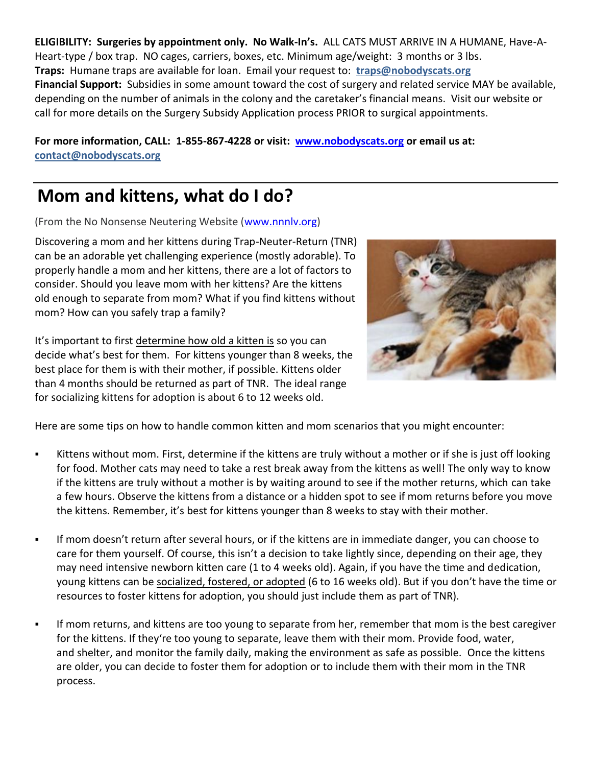**ELIGIBILITY: Surgeries by appointment only. No Walk-In's.** ALL CATS MUST ARRIVE IN A HUMANE, Have-A-Heart-type / box trap. NO cages, carriers, boxes, etc. Minimum age/weight: 3 months or 3 lbs.
**Traps:** Humane traps are available for loan. Email your request to: **traps@nobodyscats.org**
**Financial Support:** Subsidies in some amount toward the cost of surgery and related service MAY be available, depending on the number of animals in the colony and the caretaker's financial means. Visit our website or call for more details on the Surgery Subsidy Application process PRIOR to surgical appointments.

**For more information, CALL: 1-855-867-4228 or visit: www.nobodyscats.org or email us at: contact@nobodyscats.org**

# Mom and kittens, what do I do?

(From the No Nonsense Neutering Website (www.nnnlv.org)

Discovering a mom and her kittens during Trap-Neuter-Return (TNR) can be an adorable yet challenging experience (mostly adorable). To properly handle a mom and her kittens, there are a lot of factors to consider. Should you leave mom with her kittens? Are the kittens old enough to separate from mom? What if you find kittens without mom? How can you safely trap a family?

It's important to first determine how old a kitten is so you can decide what's best for them. For kittens younger than 8 weeks, the best place for them is with their mother, if possible. Kittens older than 4 months should be returned as part of TNR. The ideal range for socializing kittens for adoption is about 6 to 12 weeks old.

Here are some tips on how to handle common kitten and mom scenarios that you might encounter:

- Kittens without mom. First, determine if the kittens are truly without a mother or if she is just off looking for food. Mother cats may need to take a rest break away from the kittens as well! The only way to know if the kittens are truly without a mother is by waiting around to see if the mother returns, which can take a few hours. Observe the kittens from a distance or a hidden spot to see if mom returns before you move the kittens. Remember, it's best for kittens younger than 8 weeks to stay with their mother.

- If mom doesn't return after several hours, or if the kittens are in immediate danger, you can choose to care for them yourself. Of course, this isn't a decision to take lightly since, depending on their age, they may need intensive newborn kitten care (1 to 4 weeks old). Again, if you have the time and dedication, young kittens can be socialized, fostered, or adopted (6 to 16 weeks old). But if you don't have the time or resources to foster kittens for adoption, you should just include them as part of TNR).

- If mom returns, and kittens are too young to separate from her, remember that mom is the best caregiver for the kittens. If they're too young to separate, leave them with their mom. Provide food, water, and shelter, and monitor the family daily, making the environment as safe as possible. Once the kittens are older, you can decide to foster them for adoption or to include them with their mom in the TNR process.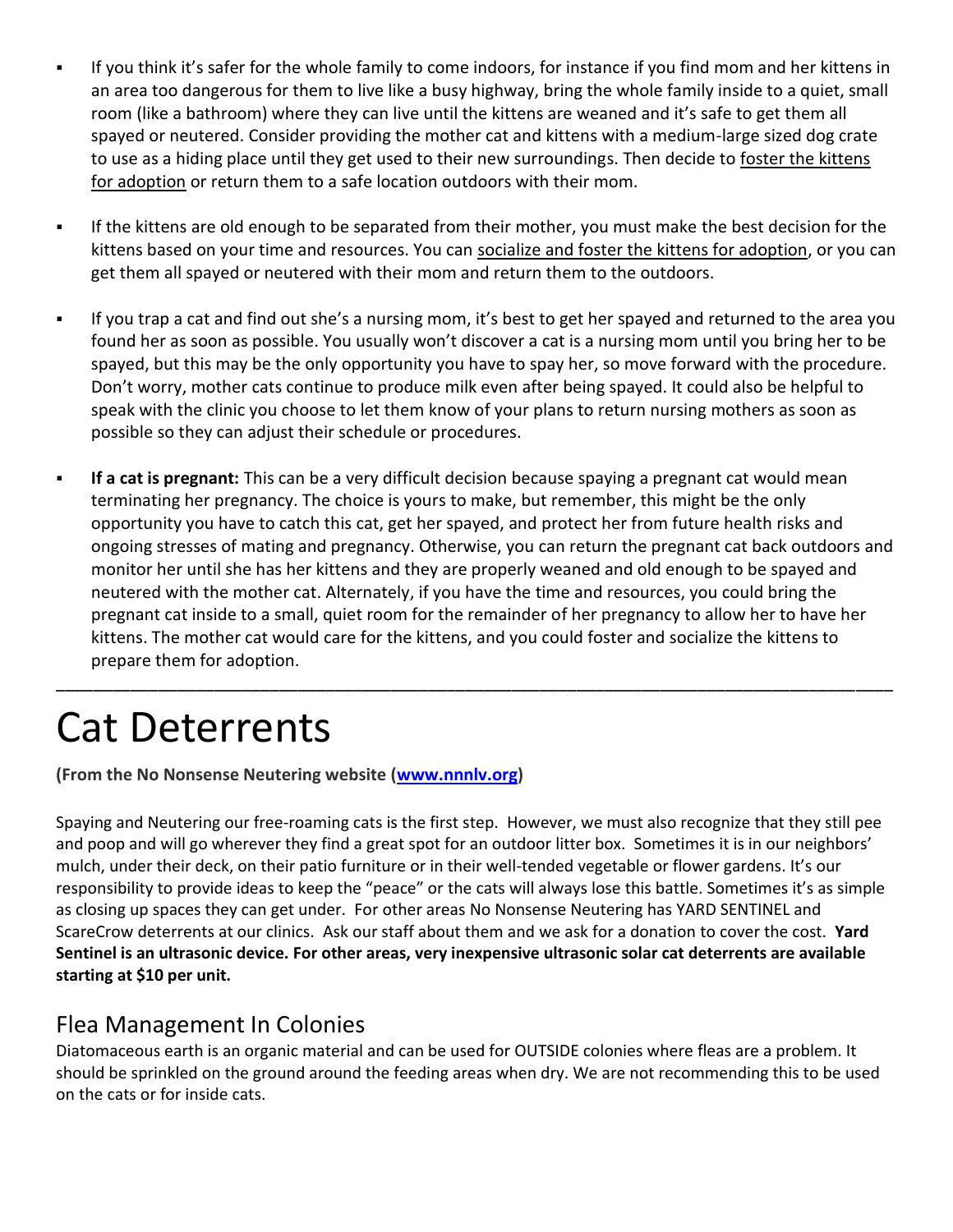- If you think it's safer for the whole family to come indoors, for instance if you find mom and her kittens in an area too dangerous for them to live like a busy highway, bring the whole family inside to a quiet, small room (like a bathroom) where they can live until the kittens are weaned and it's safe to get them all spayed or neutered. Consider providing the mother cat and kittens with a medium-large sized dog crate to use as a hiding place until they get used to their new surroundings. Then decide to foster the kittens for adoption or return them to a safe location outdoors with their mom.

- If the kittens are old enough to be separated from their mother, you must make the best decision for the kittens based on your time and resources. You can socialize and foster the kittens for adoption, or you can get them all spayed or neutered with their mom and return them to the outdoors.

- If you trap a cat and find out she's a nursing mom, it's best to get her spayed and returned to the area you found her as soon as possible. You usually won't discover a cat is a nursing mom until you bring her to be spayed, but this may be the only opportunity you have to spay her, so move forward with the procedure. Don't worry, mother cats continue to produce milk even after being spayed. It could also be helpful to speak with the clinic you choose to let them know of your plans to return nursing mothers as soon as possible so they can adjust their schedule or procedures.

- **If a cat is pregnant:** This can be a very difficult decision because spaying a pregnant cat would mean terminating her pregnancy. The choice is yours to make, but remember, this might be the only opportunity you have to catch this cat, get her spayed, and protect her from future health risks and ongoing stresses of mating and pregnancy. Otherwise, you can return the pregnant cat back outdoors and monitor her until she has her kittens and they are properly weaned and old enough to be spayed and neutered with the mother cat. Alternately, if you have the time and resources, you could bring the pregnant cat inside to a small, quiet room for the remainder of her pregnancy to allow her to have her kittens. The mother cat would care for the kittens, and you could foster and socialize the kittens to prepare them for adoption.

---

# Cat Deterrents

**(From the No Nonsense Neutering website (www.nnnlv.org))**

Spaying and Neutering our free-roaming cats is the first step. However, we must also recognize that they still pee and poop and will go wherever they find a great spot for an outdoor litter box. Sometimes it is in our neighbors' mulch, under their deck, on their patio furniture or in their well-tended vegetable or flower gardens. It's our responsibility to provide ideas to keep the "peace" or the cats will always lose this battle. Sometimes it's as simple as closing up spaces they can get under. For other areas No Nonsense Neutering has YARD SENTINEL and ScareCrow deterrents at our clinics. Ask our staff about them and we ask for a donation to cover the cost. **Yard Sentinel is an ultrasonic device. For other areas, very inexpensive ultrasonic solar cat deterrents are available starting at $10 per unit.**

## Flea Management In Colonies

Diatomaceous earth is an organic material and can be used for OUTSIDE colonies where fleas are a problem. It should be sprinkled on the ground around the feeding areas when dry. We are not recommending this to be used on the cats or for inside cats.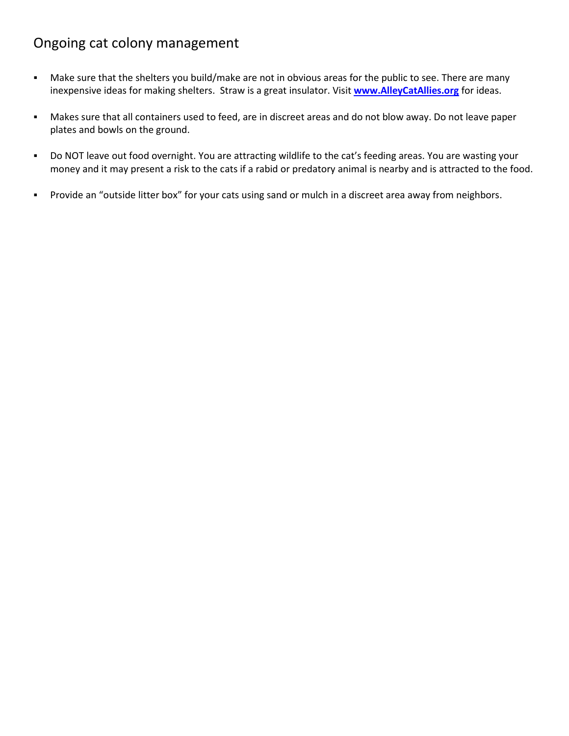## Ongoing cat colony management

- Make sure that the shelters you build/make are not in obvious areas for the public to see. There are many inexpensive ideas for making shelters.  Straw is a great insulator. Visit **[www.AlleyCatAllies.org](http://www.AlleyCatAllies.org)** for ideas.
- Makes sure that all containers used to feed, are in discreet areas and do not blow away. Do not leave paper plates and bowls on the ground.
- Do NOT leave out food overnight. You are attracting wildlife to the cat's feeding areas. You are wasting your money and it may present a risk to the cats if a rabid or predatory animal is nearby and is attracted to the food.
- Provide an "outside litter box" for your cats using sand or mulch in a discreet area away from neighbors.